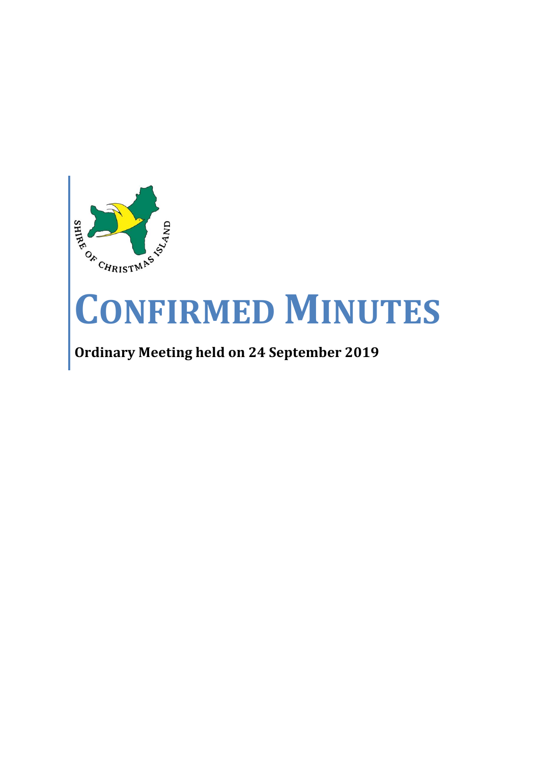SHIRE OF CHRISTMAS ISLAND

# CONFIRMED MINUTES

**Ordinary Meeting held on 24 September 2019**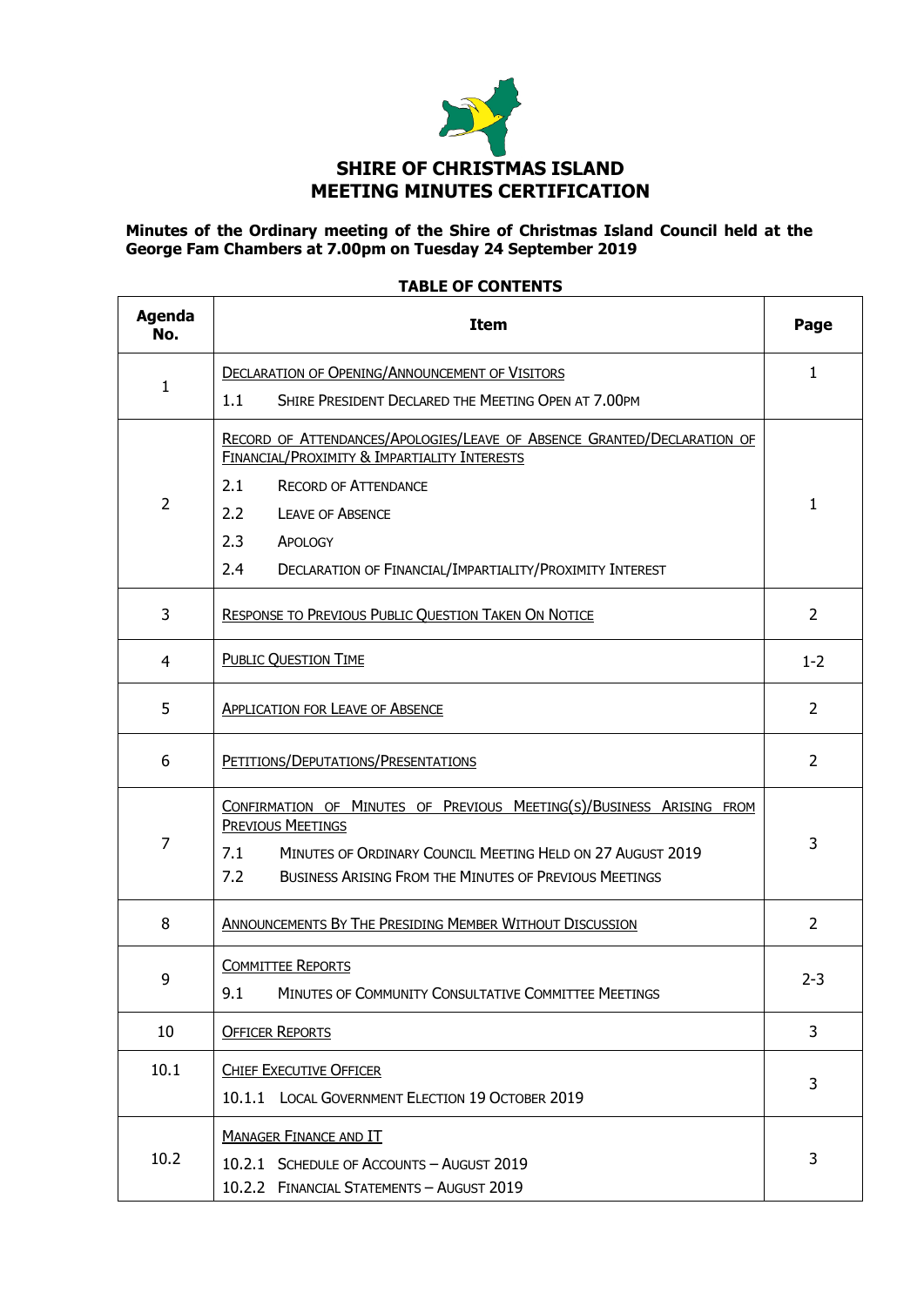# SHIRE OF CHRISTMAS ISLAND
# MEETING MINUTES CERTIFICATION

**Minutes of the Ordinary meeting of the Shire of Christmas Island Council held at the George Fam Chambers at 7.00pm on Tuesday 24 September 2019**

**TABLE OF CONTENTS**

| Agenda No. | Item | Page |
|---|---|---|
| 1 | DECLARATION OF OPENING/ANNOUNCEMENT OF VISITORS<br>1.1 SHIRE PRESIDENT DECLARED THE MEETING OPEN AT 7.00PM | 1 |
| 2 | RECORD OF ATTENDANCES/APOLOGIES/LEAVE OF ABSENCE GRANTED/DECLARATION OF FINANCIAL/PROXIMITY & IMPARTIALITY INTERESTS<br>2.1 RECORD OF ATTENDANCE<br>2.2 LEAVE OF ABSENCE<br>2.3 APOLOGY<br>2.4 DECLARATION OF FINANCIAL/IMPARTIALITY/PROXIMITY INTEREST | 1 |
| 3 | RESPONSE TO PREVIOUS PUBLIC QUESTION TAKEN ON NOTICE | 2 |
| 4 | PUBLIC QUESTION TIME | 1-2 |
| 5 | APPLICATION FOR LEAVE OF ABSENCE | 2 |
| 6 | PETITIONS/DEPUTATIONS/PRESENTATIONS | 2 |
| 7 | CONFIRMATION OF MINUTES OF PREVIOUS MEETING(S)/BUSINESS ARISING FROM PREVIOUS MEETINGS<br>7.1 MINUTES OF ORDINARY COUNCIL MEETING HELD ON 27 AUGUST 2019<br>7.2 BUSINESS ARISING FROM THE MINUTES OF PREVIOUS MEETINGS | 3 |
| 8 | ANNOUNCEMENTS BY THE PRESIDING MEMBER WITHOUT DISCUSSION | 2 |
| 9 | COMMITTEE REPORTS<br>9.1 MINUTES OF COMMUNITY CONSULTATIVE COMMITTEE MEETINGS | 2-3 |
| 10 | OFFICER REPORTS | 3 |
| 10.1 | CHIEF EXECUTIVE OFFICER<br>10.1.1 LOCAL GOVERNMENT ELECTION 19 OCTOBER 2019 | 3 |
| 10.2 | MANAGER FINANCE AND IT<br>10.2.1 SCHEDULE OF ACCOUNTS – AUGUST 2019<br>10.2.2 FINANCIAL STATEMENTS – AUGUST 2019 | 3 |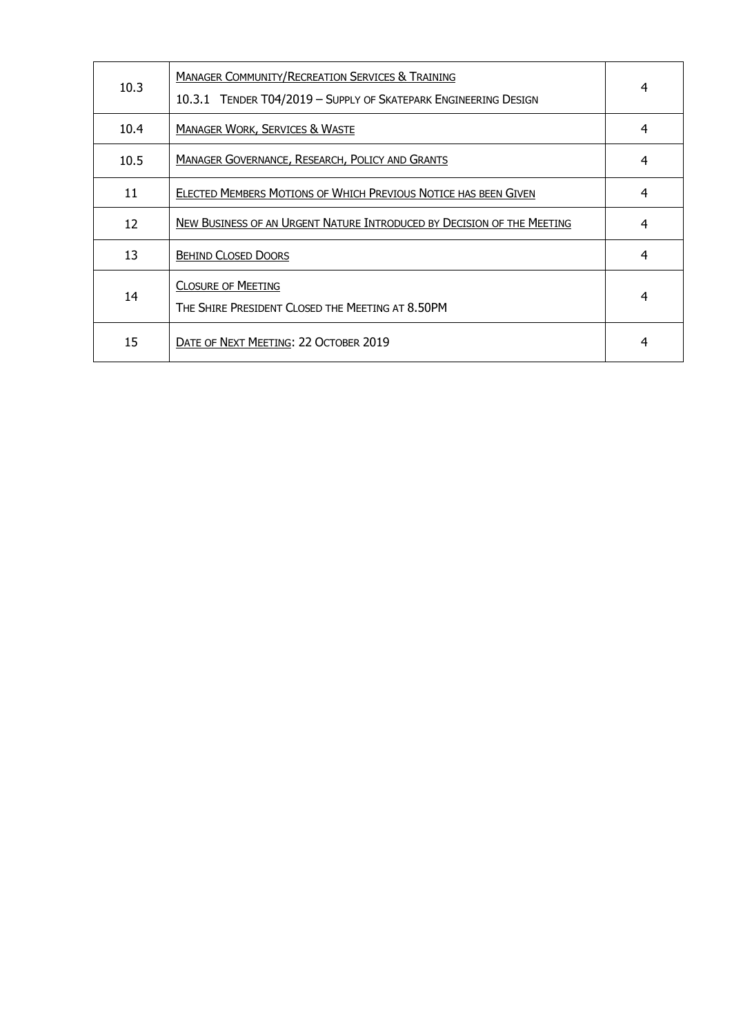| | | |
|---|---|---|
| 10.3 | MANAGER COMMUNITY/RECREATION SERVICES & TRAINING<br>10.3.1 TENDER T04/2019 – SUPPLY OF SKATEPARK ENGINEERING DESIGN | 4 |
| 10.4 | MANAGER WORK, SERVICES & WASTE | 4 |
| 10.5 | MANAGER GOVERNANCE, RESEARCH, POLICY AND GRANTS | 4 |
| 11 | ELECTED MEMBERS MOTIONS OF WHICH PREVIOUS NOTICE HAS BEEN GIVEN | 4 |
| 12 | NEW BUSINESS OF AN URGENT NATURE INTRODUCED BY DECISION OF THE MEETING | 4 |
| 13 | BEHIND CLOSED DOORS | 4 |
| 14 | CLOSURE OF MEETING<br>THE SHIRE PRESIDENT CLOSED THE MEETING AT 8.50PM | 4 |
| 15 | DATE OF NEXT MEETING: 22 OCTOBER 2019 | 4 |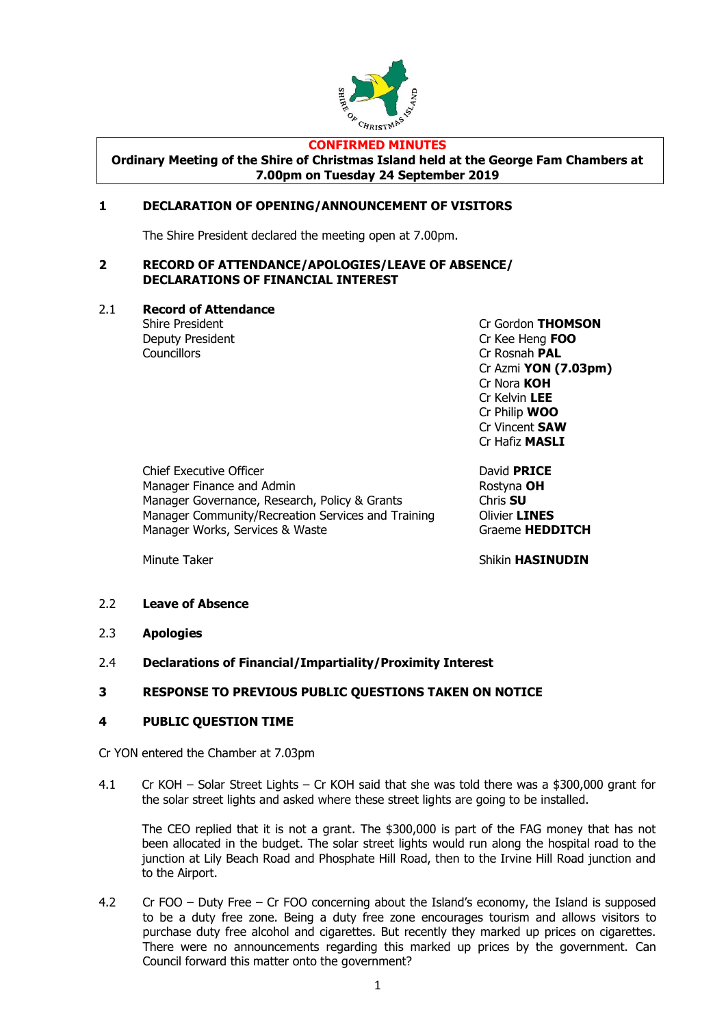**CONFIRMED MINUTES**

**Ordinary Meeting of the Shire of Christmas Island held at the George Fam Chambers at 7.00pm on Tuesday 24 September 2019**

## 1 DECLARATION OF OPENING/ANNOUNCEMENT OF VISITORS

The Shire President declared the meeting open at 7.00pm.

## 2 RECORD OF ATTENDANCE/APOLOGIES/LEAVE OF ABSENCE/ DECLARATIONS OF FINANCIAL INTEREST

### 2.1 Record of Attendance

| | |
|---|---|
| Shire President | Cr Gordon **THOMSON** |
| Deputy President | Cr Kee Heng **FOO** |
| Councillors | Cr Rosnah **PAL** |
| | Cr Azmi **YON (7.03pm)** |
| | Cr Nora **KOH** |
| | Cr Kelvin **LEE** |
| | Cr Philip **WOO** |
| | Cr Vincent **SAW** |
| | Cr Hafiz **MASLI** |
| Chief Executive Officer | David **PRICE** |
| Manager Finance and Admin | Rostyna **OH** |
| Manager Governance, Research, Policy & Grants | Chris **SU** |
| Manager Community/Recreation Services and Training | Olivier **LINES** |
| Manager Works, Services & Waste | Graeme **HEDDITCH** |
| Minute Taker | Shikin **HASINUDIN** |

### 2.2 Leave of Absence

### 2.3 Apologies

### 2.4 Declarations of Financial/Impartiality/Proximity Interest

## 3 RESPONSE TO PREVIOUS PUBLIC QUESTIONS TAKEN ON NOTICE

## 4 PUBLIC QUESTION TIME

Cr YON entered the Chamber at 7.03pm

4.1 Cr KOH – Solar Street Lights – Cr KOH said that she was told there was a $300,000 grant for the solar street lights and asked where these street lights are going to be installed.

The CEO replied that it is not a grant. The $300,000 is part of the FAG money that has not been allocated in the budget. The solar street lights would run along the hospital road to the junction at Lily Beach Road and Phosphate Hill Road, then to the Irvine Hill Road junction and to the Airport.

4.2 Cr FOO – Duty Free – Cr FOO concerning about the Island's economy, the Island is supposed to be a duty free zone. Being a duty free zone encourages tourism and allows visitors to purchase duty free alcohol and cigarettes. But recently they marked up prices on cigarettes. There were no announcements regarding this marked up prices by the government. Can Council forward this matter onto the government?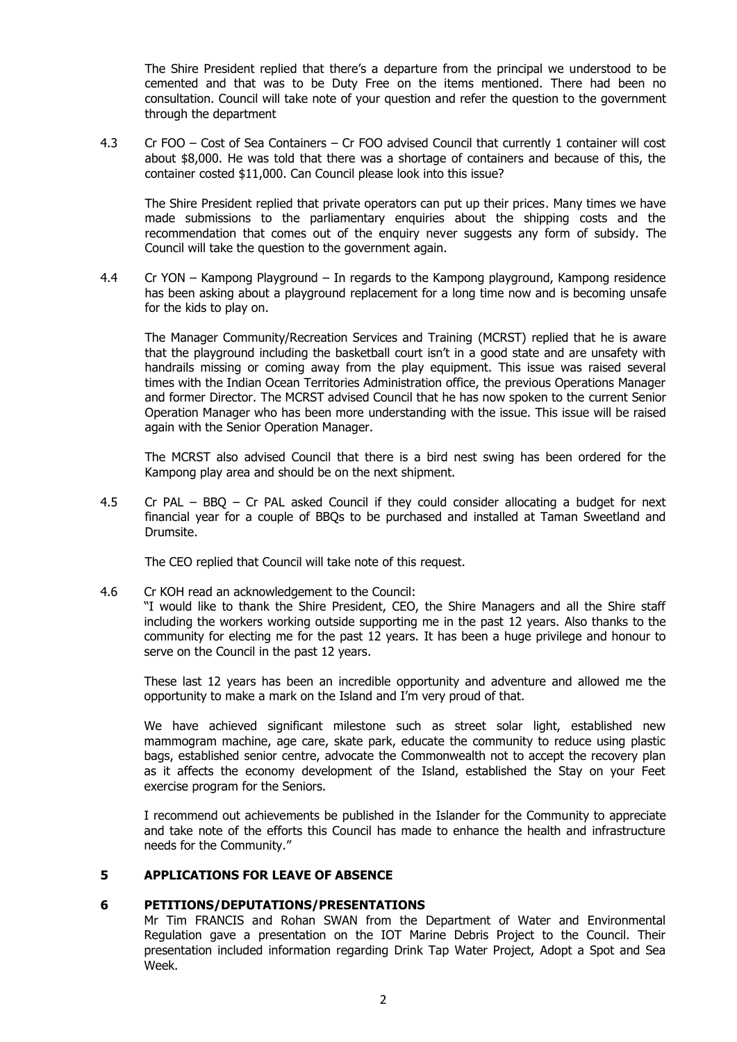The Shire President replied that there's a departure from the principal we understood to be cemented and that was to be Duty Free on the items mentioned. There had been no consultation. Council will take note of your question and refer the question to the government through the department

4.3 Cr FOO – Cost of Sea Containers – Cr FOO advised Council that currently 1 container will cost about $8,000. He was told that there was a shortage of containers and because of this, the container costed $11,000. Can Council please look into this issue?

The Shire President replied that private operators can put up their prices. Many times we have made submissions to the parliamentary enquiries about the shipping costs and the recommendation that comes out of the enquiry never suggests any form of subsidy. The Council will take the question to the government again.

4.4 Cr YON – Kampong Playground – In regards to the Kampong playground, Kampong residence has been asking about a playground replacement for a long time now and is becoming unsafe for the kids to play on.

The Manager Community/Recreation Services and Training (MCRST) replied that he is aware that the playground including the basketball court isn't in a good state and are unsafety with handrails missing or coming away from the play equipment. This issue was raised several times with the Indian Ocean Territories Administration office, the previous Operations Manager and former Director. The MCRST advised Council that he has now spoken to the current Senior Operation Manager who has been more understanding with the issue. This issue will be raised again with the Senior Operation Manager.

The MCRST also advised Council that there is a bird nest swing has been ordered for the Kampong play area and should be on the next shipment.

4.5 Cr PAL – BBQ – Cr PAL asked Council if they could consider allocating a budget for next financial year for a couple of BBQs to be purchased and installed at Taman Sweetland and Drumsite.

The CEO replied that Council will take note of this request.

4.6 Cr KOH read an acknowledgement to the Council:

"I would like to thank the Shire President, CEO, the Shire Managers and all the Shire staff including the workers working outside supporting me in the past 12 years. Also thanks to the community for electing me for the past 12 years. It has been a huge privilege and honour to serve on the Council in the past 12 years.

These last 12 years has been an incredible opportunity and adventure and allowed me the opportunity to make a mark on the Island and I'm very proud of that.

We have achieved significant milestone such as street solar light, established new mammogram machine, age care, skate park, educate the community to reduce using plastic bags, established senior centre, advocate the Commonwealth not to accept the recovery plan as it affects the economy development of the Island, established the Stay on your Feet exercise program for the Seniors.

I recommend out achievements be published in the Islander for the Community to appreciate and take note of the efforts this Council has made to enhance the health and infrastructure needs for the Community."

## 5 APPLICATIONS FOR LEAVE OF ABSENCE

## 6 PETITIONS/DEPUTATIONS/PRESENTATIONS

Mr Tim FRANCIS and Rohan SWAN from the Department of Water and Environmental Regulation gave a presentation on the IOT Marine Debris Project to the Council. Their presentation included information regarding Drink Tap Water Project, Adopt a Spot and Sea Week.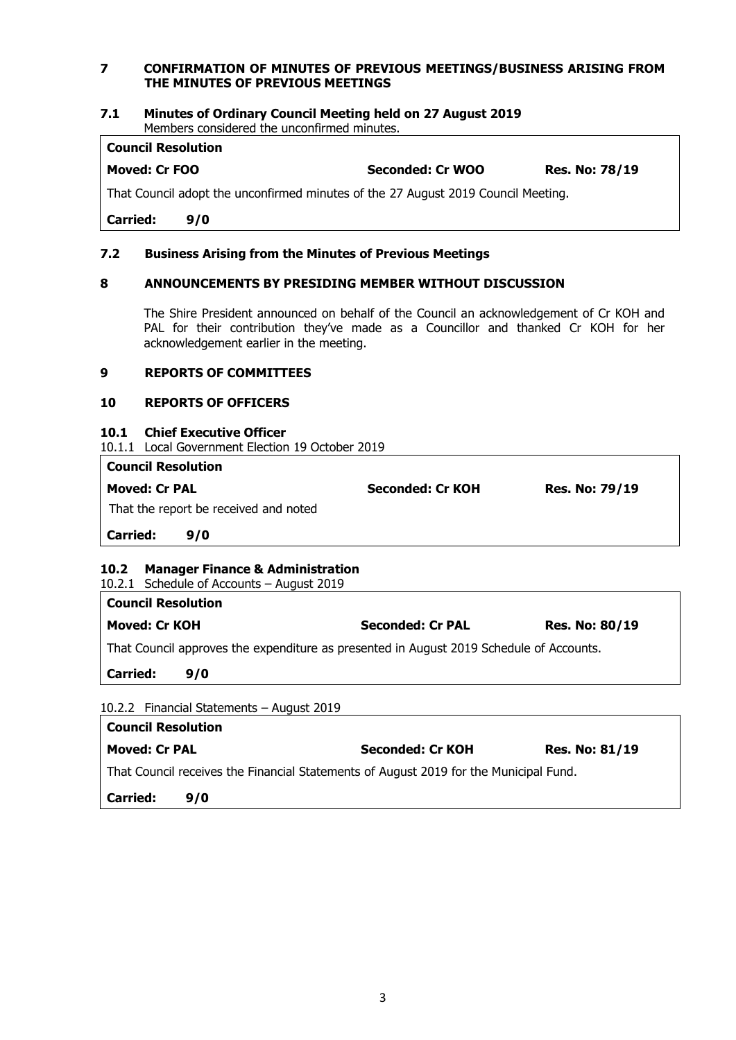## 7 CONFIRMATION OF MINUTES OF PREVIOUS MEETINGS/BUSINESS ARISING FROM THE MINUTES OF PREVIOUS MEETINGS

### 7.1 Minutes of Ordinary Council Meeting held on 27 August 2019

Members considered the unconfirmed minutes.

**Council Resolution**

**Moved: Cr FOO** | **Seconded: Cr WOO** | **Res. No: 78/19**

That Council adopt the unconfirmed minutes of the 27 August 2019 Council Meeting.

**Carried: 9/0**

### 7.2 Business Arising from the Minutes of Previous Meetings

## 8 ANNOUNCEMENTS BY PRESIDING MEMBER WITHOUT DISCUSSION

The Shire President announced on behalf of the Council an acknowledgement of Cr KOH and PAL for their contribution they've made as a Councillor and thanked Cr KOH for her acknowledgement earlier in the meeting.

## 9 REPORTS OF COMMITTEES

## 10 REPORTS OF OFFICERS

### 10.1 Chief Executive Officer

10.1.1 Local Government Election 19 October 2019

**Council Resolution**

**Moved: Cr PAL** | **Seconded: Cr KOH** | **Res. No: 79/19**

That the report be received and noted

**Carried: 9/0**

### 10.2 Manager Finance & Administration

10.2.1 Schedule of Accounts – August 2019

**Council Resolution**

**Moved: Cr KOH** | **Seconded: Cr PAL** | **Res. No: 80/19**

That Council approves the expenditure as presented in August 2019 Schedule of Accounts.

**Carried: 9/0**

10.2.2 Financial Statements – August 2019

**Council Resolution**

**Moved: Cr PAL** | **Seconded: Cr KOH** | **Res. No: 81/19**

That Council receives the Financial Statements of August 2019 for the Municipal Fund.

**Carried: 9/0**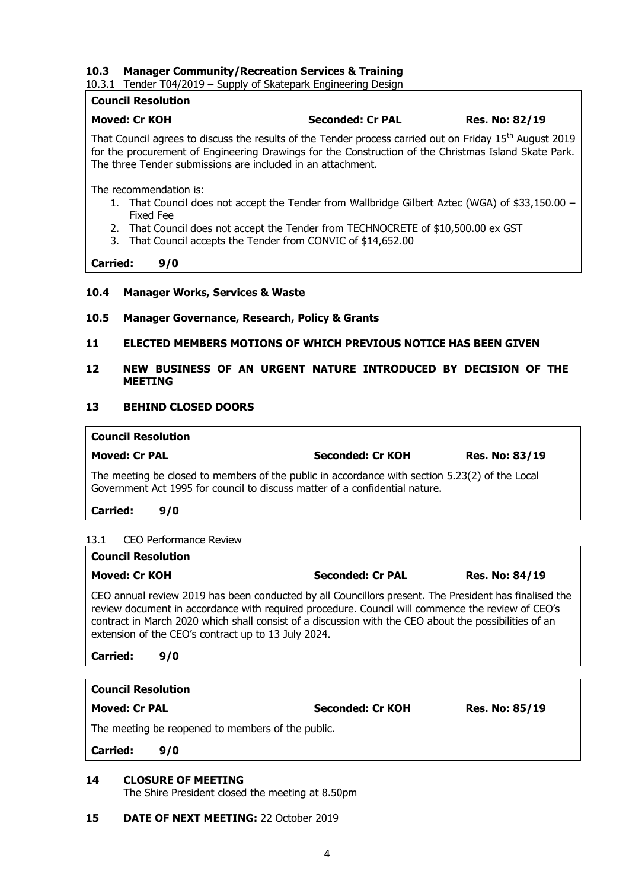### 10.3 Manager Community/Recreation Services & Training

10.3.1 Tender T04/2019 – Supply of Skatepark Engineering Design

**Council Resolution**

**Moved: Cr KOH** **Seconded: Cr PAL** **Res. No: 82/19**

That Council agrees to discuss the results of the Tender process carried out on Friday 15th August 2019 for the procurement of Engineering Drawings for the Construction of the Christmas Island Skate Park. The three Tender submissions are included in an attachment.

The recommendation is:

1. That Council does not accept the Tender from Wallbridge Gilbert Aztec (WGA) of $33,150.00 – Fixed Fee
2. That Council does not accept the Tender from TECHNOCRETE of $10,500.00 ex GST
3. That Council accepts the Tender from CONVIC of $14,652.00

**Carried: 9/0**

### 10.4 Manager Works, Services & Waste

### 10.5 Manager Governance, Research, Policy & Grants

## 11 ELECTED MEMBERS MOTIONS OF WHICH PREVIOUS NOTICE HAS BEEN GIVEN

## 12 NEW BUSINESS OF AN URGENT NATURE INTRODUCED BY DECISION OF THE MEETING

## 13 BEHIND CLOSED DOORS

**Council Resolution**

**Moved: Cr PAL** **Seconded: Cr KOH** **Res. No: 83/19**

The meeting be closed to members of the public in accordance with section 5.23(2) of the Local Government Act 1995 for council to discuss matter of a confidential nature.

**Carried: 9/0**

13.1 CEO Performance Review

**Council Resolution**

**Moved: Cr KOH** **Seconded: Cr PAL** **Res. No: 84/19**

CEO annual review 2019 has been conducted by all Councillors present. The President has finalised the review document in accordance with required procedure. Council will commence the review of CEO's contract in March 2020 which shall consist of a discussion with the CEO about the possibilities of an extension of the CEO's contract up to 13 July 2024.

**Carried: 9/0**

**Council Resolution**

**Moved: Cr PAL** **Seconded: Cr KOH** **Res. No: 85/19**

The meeting be reopened to members of the public.

**Carried: 9/0**

## 14 CLOSURE OF MEETING

The Shire President closed the meeting at 8.50pm

## 15 DATE OF NEXT MEETING: 22 October 2019